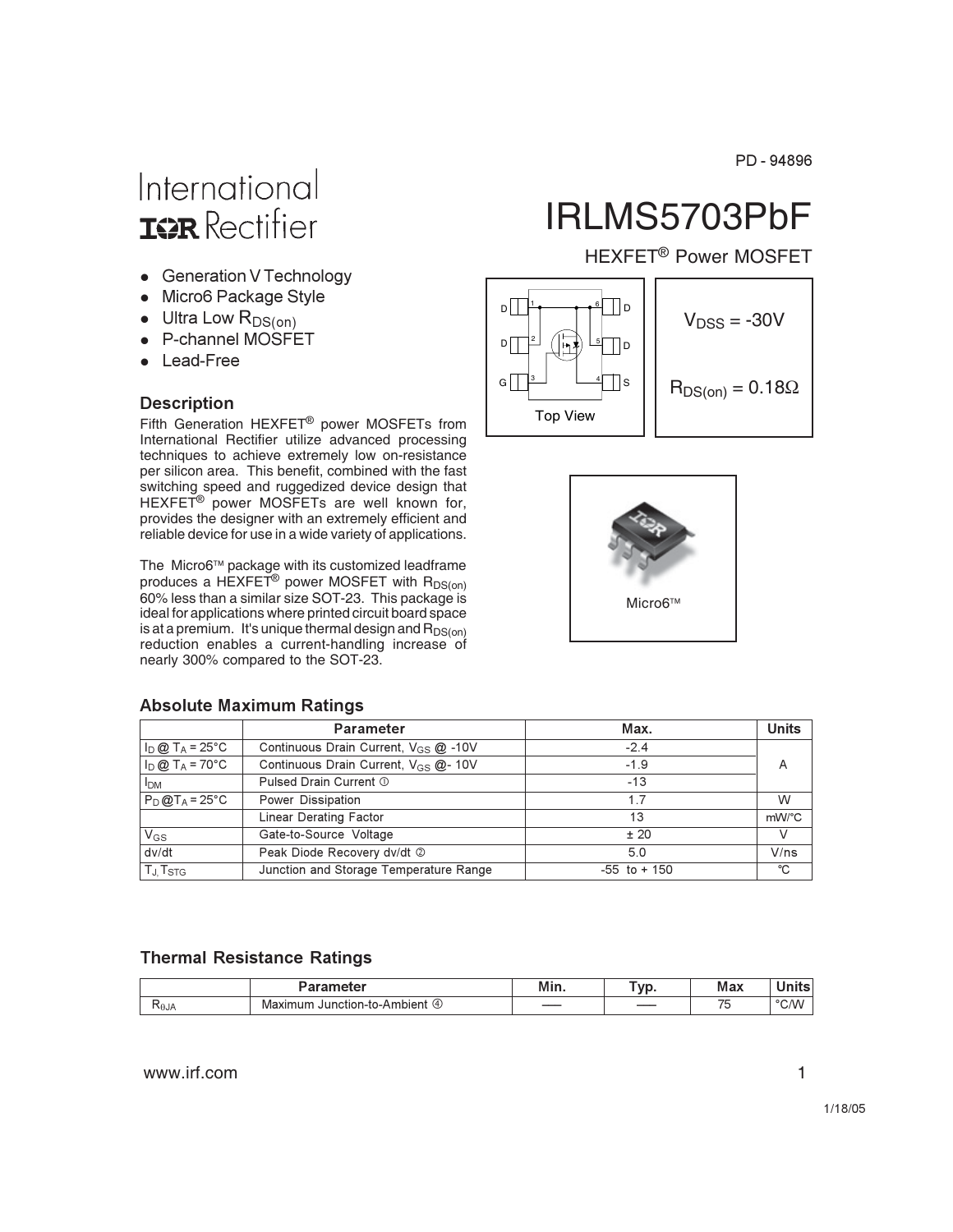PD - 94896

International
IOR Rectifier

# IRLMS5703PbF

HEXFET® Power MOSFET

- Generation V Technology
- Micro6 Package Style
- Ultra Low $R_{DS(on)}$
- P-channel MOSFET
- Lead-Free

D 1 | 6 D
D 2 | 5 D
G 3 | 4 S

Top View

$V_{DSS}$ = -30V

$R_{DS(on)}$ = 0.18Ω

Micro6™

## Description

Fifth Generation HEXFET® power MOSFETs from International Rectifier utilize advanced processing techniques to achieve extremely low on-resistance per silicon area. This benefit, combined with the fast switching speed and ruggedized device design that HEXFET® power MOSFETs are well known for, provides the designer with an extremely efficient and reliable device for use in a wide variety of applications.

The Micro6™ package with its customized leadframe produces a HEXFET® power MOSFET with $R_{DS(on)}$ 60% less than a similar size SOT-23. This package is ideal for applications where printed circuit board space is at a premium. It's unique thermal design and $R_{DS(on)}$ reduction enables a current-handling increase of nearly 300% compared to the SOT-23.

## Absolute Maximum Ratings

| | Parameter | Max. | Units |
|---|---|---|---|
| $I_D$ @ $T_A$ = 25°C | Continuous Drain Current, $V_{GS}$ @ -10V | -2.4 | A |
| $I_D$ @ $T_A$ = 70°C | Continuous Drain Current, $V_{GS}$ @- 10V | -1.9 | |
| $I_{DM}$ | Pulsed Drain Current ① | -13 | |
| $P_D$ @$T_A$ = 25°C | Power Dissipation | 1.7 | W |
| | Linear Derating Factor | 13 | mW/°C |
| $V_{GS}$ | Gate-to-Source Voltage | ± 20 | V |
| dv/dt | Peak Diode Recovery dv/dt ② | 5.0 | V/ns |
| $T_J$, $T_{STG}$ | Junction and Storage Temperature Range | -55 to + 150 | °C |

## Thermal Resistance Ratings

| | Parameter | Min. | Typ. | Max | Units |
|---|---|---|---|---|---|
| $R_{\theta JA}$ | Maximum Junction-to-Ambient ④ | —— | —— | 75 | °C/W |

www.irf.com

1/18/05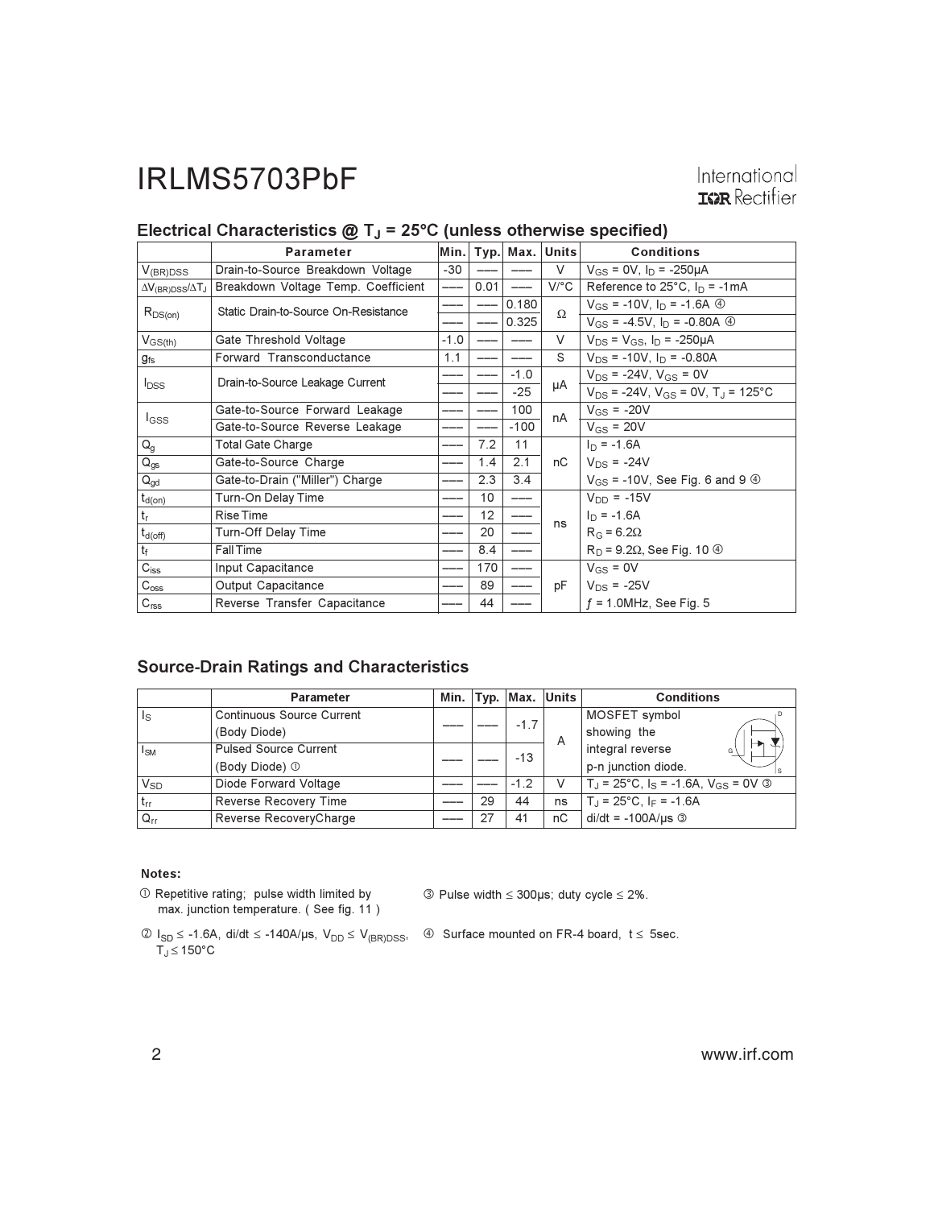## Electrical Characteristics @ $T_J$ = 25°C (unless otherwise specified)

| | Parameter | Min. | Typ. | Max. | Units | Conditions |
|---|---|---|---|---|---|---|
| $V_{(BR)DSS}$ | Drain-to-Source Breakdown Voltage | -30 | ––– | ––– | V | $V_{GS}$ = 0V, $I_D$ = -250µA |
| $\Delta V_{(BR)DSS}/\Delta T_J$ | Breakdown Voltage Temp. Coefficient | ––– | 0.01 | ––– | V/°C | Reference to 25°C, $I_D$ = -1mA |
| $R_{DS(on)}$ | Static Drain-to-Source On-Resistance | ––– | ––– | 0.180 | Ω | $V_{GS}$ = -10V, $I_D$ = -1.6A ④ |
| | | ––– | ––– | 0.325 | | $V_{GS}$ = -4.5V, $I_D$ = -0.80A ④ |
| $V_{GS(th)}$ | Gate Threshold Voltage | -1.0 | ––– | ––– | V | $V_{DS}$ = $V_{GS}$, $I_D$ = -250µA |
| $g_{fs}$ | Forward Transconductance | 1.1 | ––– | ––– | S | $V_{DS}$ = -10V, $I_D$ = -0.80A |
| $I_{DSS}$ | Drain-to-Source Leakage Current | ––– | ––– | -1.0 | µA | $V_{DS}$ = -24V, $V_{GS}$ = 0V |
| | | ––– | ––– | -25 | | $V_{DS}$ = -24V, $V_{GS}$ = 0V, $T_J$ = 125°C |
| $I_{GSS}$ | Gate-to-Source Forward Leakage | ––– | ––– | 100 | nA | $V_{GS}$ = -20V |
| | Gate-to-Source Reverse Leakage | ––– | ––– | -100 | | $V_{GS}$ = 20V |
| $Q_g$ | Total Gate Charge | ––– | 7.2 | 11 | nC | $I_D$ = -1.6A |
| $Q_{gs}$ | Gate-to-Source Charge | ––– | 1.4 | 2.1 | | $V_{DS}$ = -24V |
| $Q_{gd}$ | Gate-to-Drain ("Miller") Charge | ––– | 2.3 | 3.4 | | $V_{GS}$ = -10V, See Fig. 6 and 9 ④ |
| $t_{d(on)}$ | Turn-On Delay Time | ––– | 10 | ––– | ns | $V_{DD}$ = -15V |
| $t_r$ | Rise Time | ––– | 12 | ––– | | $I_D$ = -1.6A |
| $t_{d(off)}$ | Turn-Off Delay Time | ––– | 20 | ––– | | $R_G$ = 6.2Ω |
| $t_f$ | Fall Time | ––– | 8.4 | ––– | | $R_D$ = 9.2Ω, See Fig. 10 ④ |
| $C_{iss}$ | Input Capacitance | ––– | 170 | ––– | pF | $V_{GS}$ = 0V |
| $C_{oss}$ | Output Capacitance | ––– | 89 | ––– | | $V_{DS}$ = -25V |
| $C_{rss}$ | Reverse Transfer Capacitance | ––– | 44 | ––– | | ƒ = 1.0MHz, See Fig. 5 |

## Source-Drain Ratings and Characteristics

| | Parameter | Min. | Typ. | Max. | Units | Conditions |
|---|---|---|---|---|---|---|
| $I_S$ | Continuous Source Current (Body Diode) | ––– | ––– | -1.7 | A | MOSFET symbol showing the |
| $I_{SM}$ | Pulsed Source Current (Body Diode) ① | ––– | ––– | -13 | | integral reverse p-n junction diode. |
| $V_{SD}$ | Diode Forward Voltage | ––– | ––– | -1.2 | V | $T_J$ = 25°C, $I_S$ = -1.6A, $V_{GS}$ = 0V ③ |
| $t_{rr}$ | Reverse Recovery Time | ––– | 29 | 44 | ns | $T_J$ = 25°C, $I_F$ = -1.6A |
| $Q_{rr}$ | Reverse RecoveryCharge | ––– | 27 | 41 | nC | di/dt = -100A/µs ③ |

**Notes:**

① Repetitive rating; pulse width limited by max. junction temperature. ( See fig. 11 )

② $I_{SD}$ ≤ -1.6A, di/dt ≤ -140A/µs, $V_{DD}$ ≤ $V_{(BR)DSS}$, $T_J$ ≤ 150°C

③ Pulse width ≤ 300µs; duty cycle ≤ 2%.

④ Surface mounted on FR-4 board, t ≤ 5sec.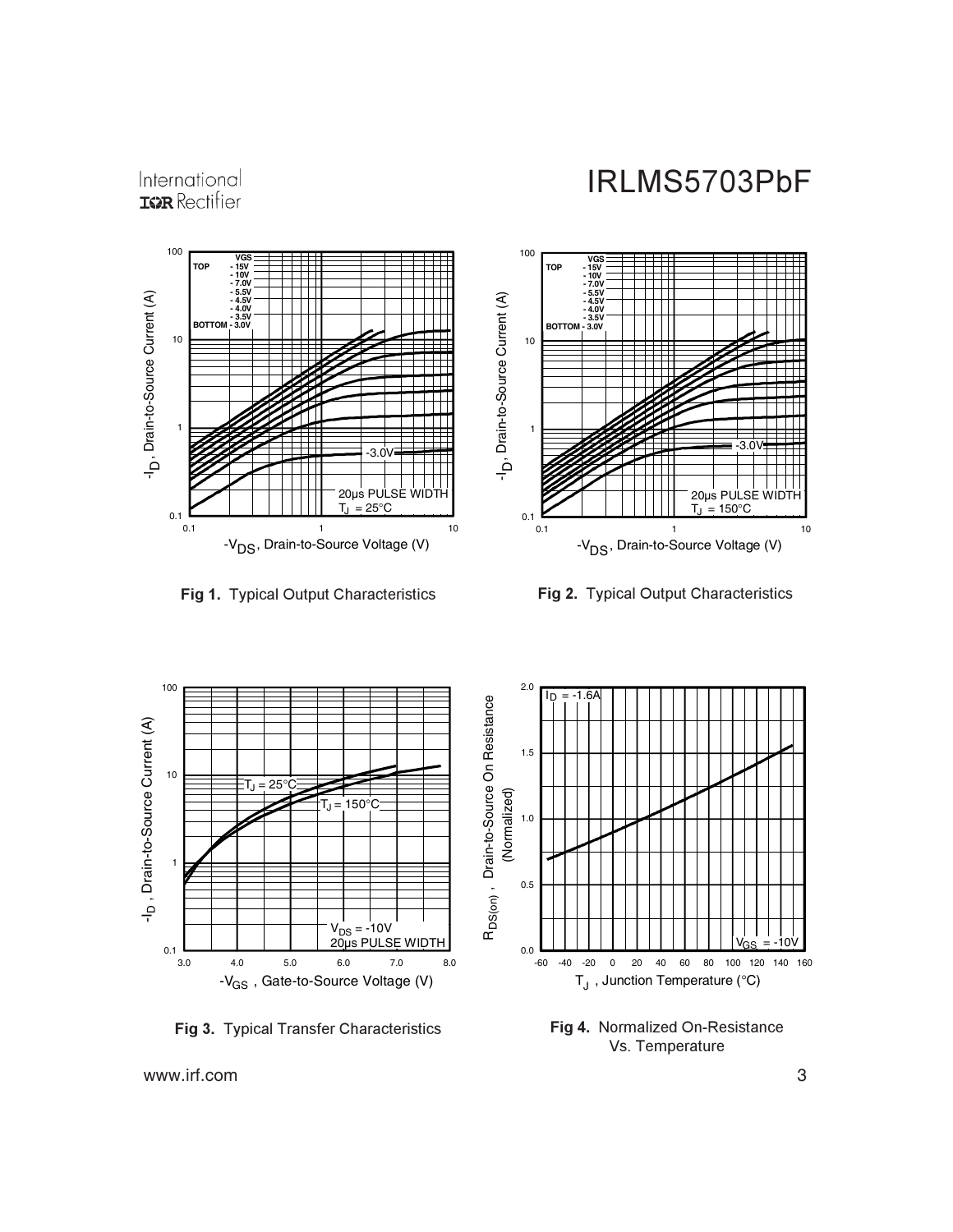**Fig 1.** Typical Output Characteristics

**Fig 2.** Typical Output Characteristics

**Fig 3.** Typical Transfer Characteristics

**Fig 4.** Normalized On-Resistance Vs. Temperature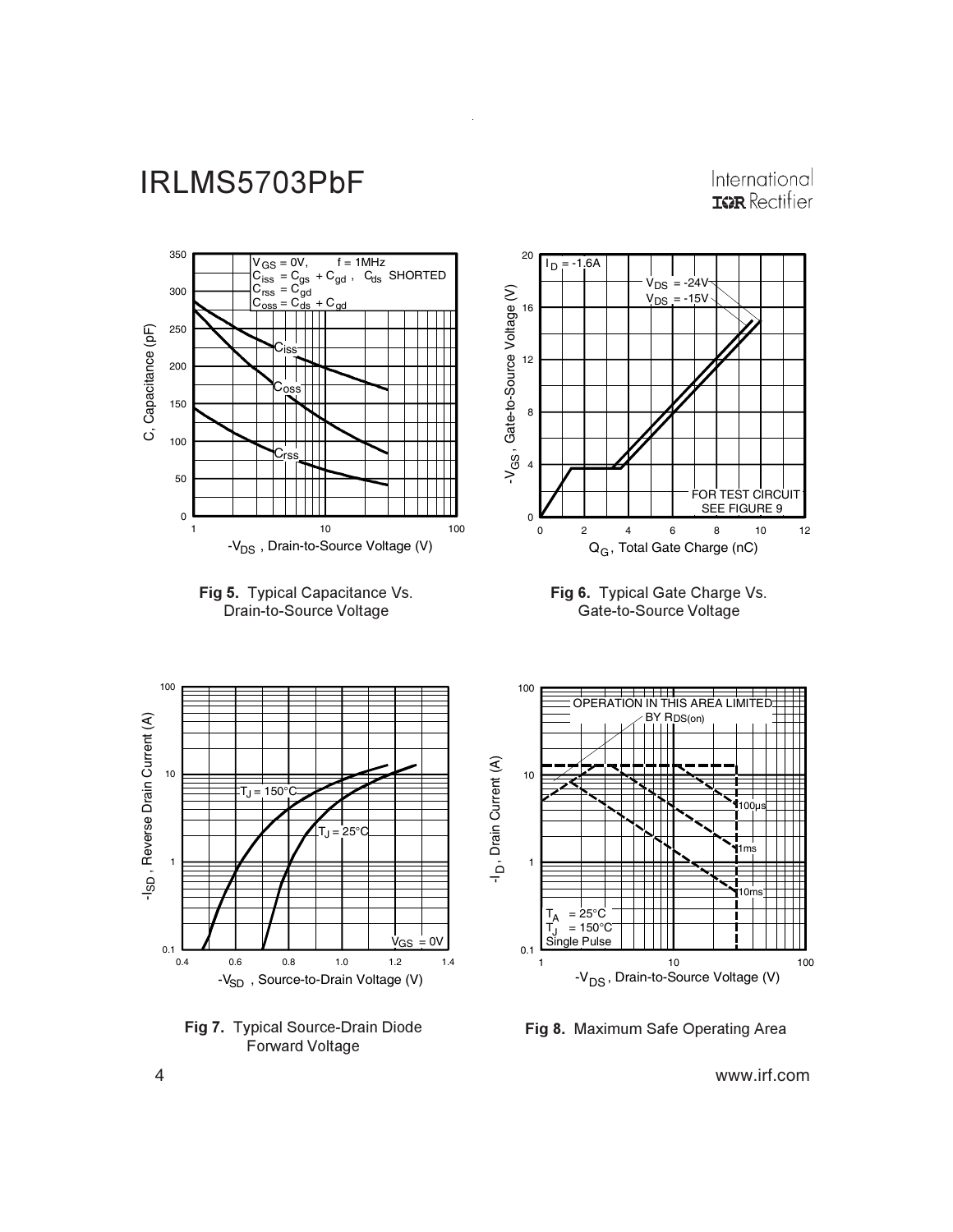Fig 5. Typical Capacitance Vs. Drain-to-Source Voltage

Fig 6. Typical Gate Charge Vs. Gate-to-Source Voltage

Fig 7. Typical Source-Drain Diode Forward Voltage

Fig 8. Maximum Safe Operating Area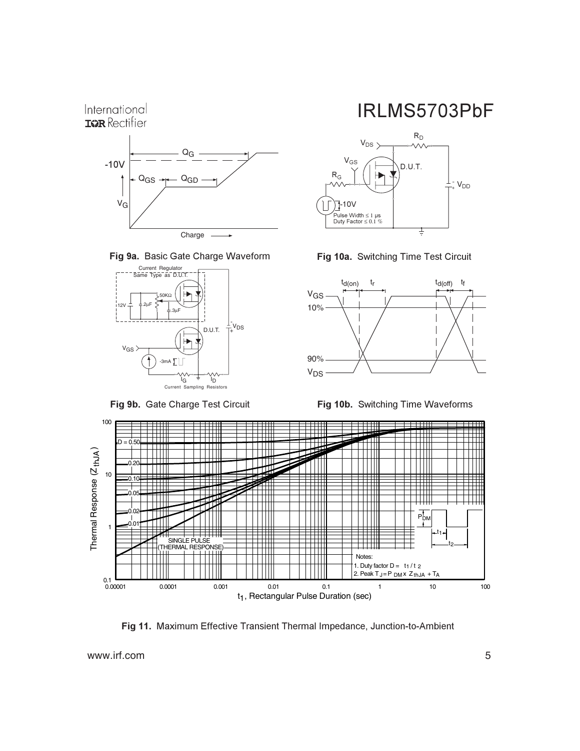Fig 9a. Basic Gate Charge Waveform

Fig 9b. Gate Charge Test Circuit

Fig 10a. Switching Time Test Circuit

Fig 10b. Switching Time Waveforms

Fig 11. Maximum Effective Transient Thermal Impedance, Junction-to-Ambient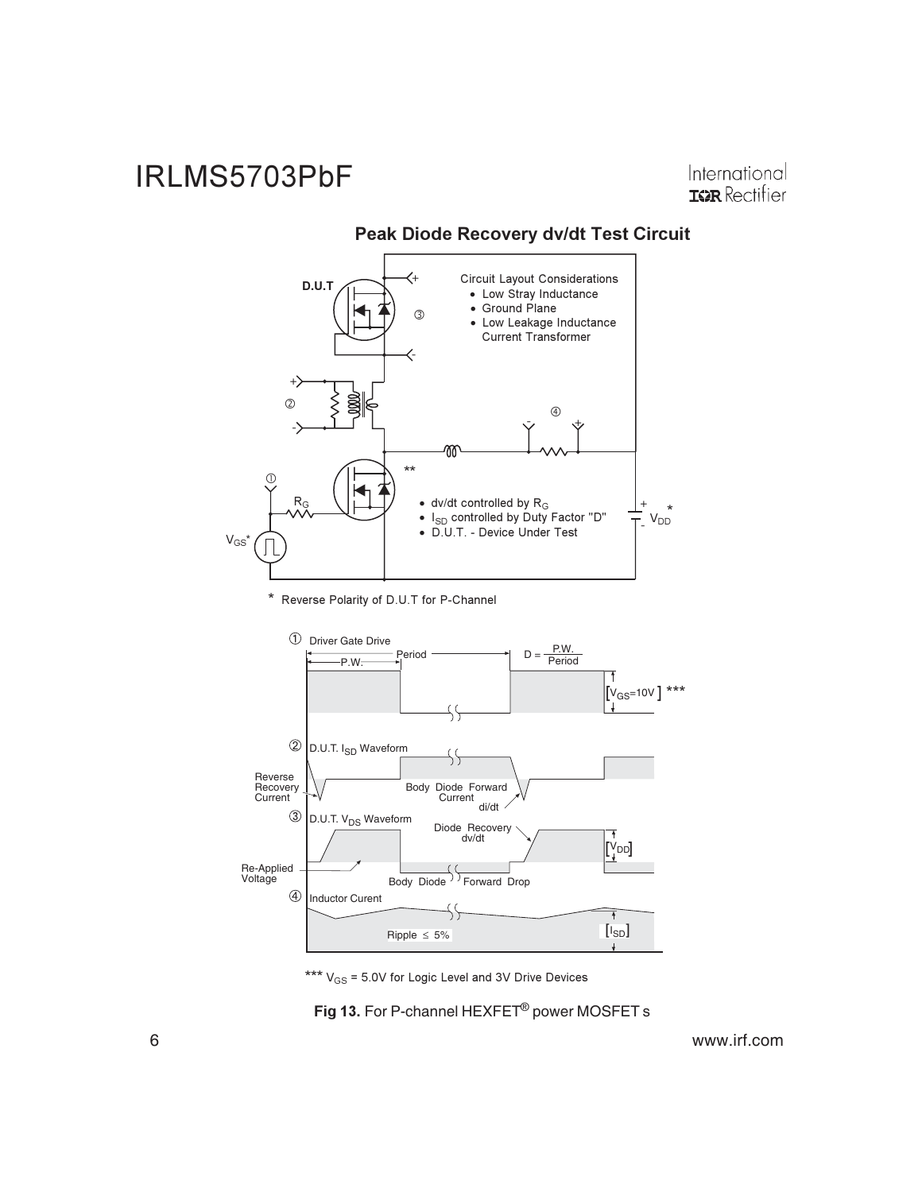## Peak Diode Recovery dv/dt Test Circuit

D.U.T

Circuit Layout Considerations
- Low Stray Inductance
- Ground Plane
- Low Leakage Inductance Current Transformer

- dv/dt controlled by $R_G$
- $I_{SD}$ controlled by Duty Factor "D"
- D.U.T. - Device Under Test

$R_G$ $V_{GS}$* $V_{DD}$ *

\* Reverse Polarity of D.U.T for P-Channel

① Driver Gate Drive — P.W. — Period — $D = \frac{P.W.}{Period}$ — [$V_{GS}$=10V] ***

② D.U.T. $I_{SD}$ Waveform — Reverse Recovery Current — Body Diode Forward Current — di/dt

③ D.U.T. $V_{DS}$ Waveform — Diode Recovery dv/dt — [$V_{DD}$] — Re-Applied Voltage — Body Diode Forward Drop

④ Inductor Curent — Ripple ≤ 5% — [$I_{SD}$]

*** $V_{GS}$ = 5.0V for Logic Level and 3V Drive Devices

**Fig 13.** For P-channel HEXFET® power MOSFET s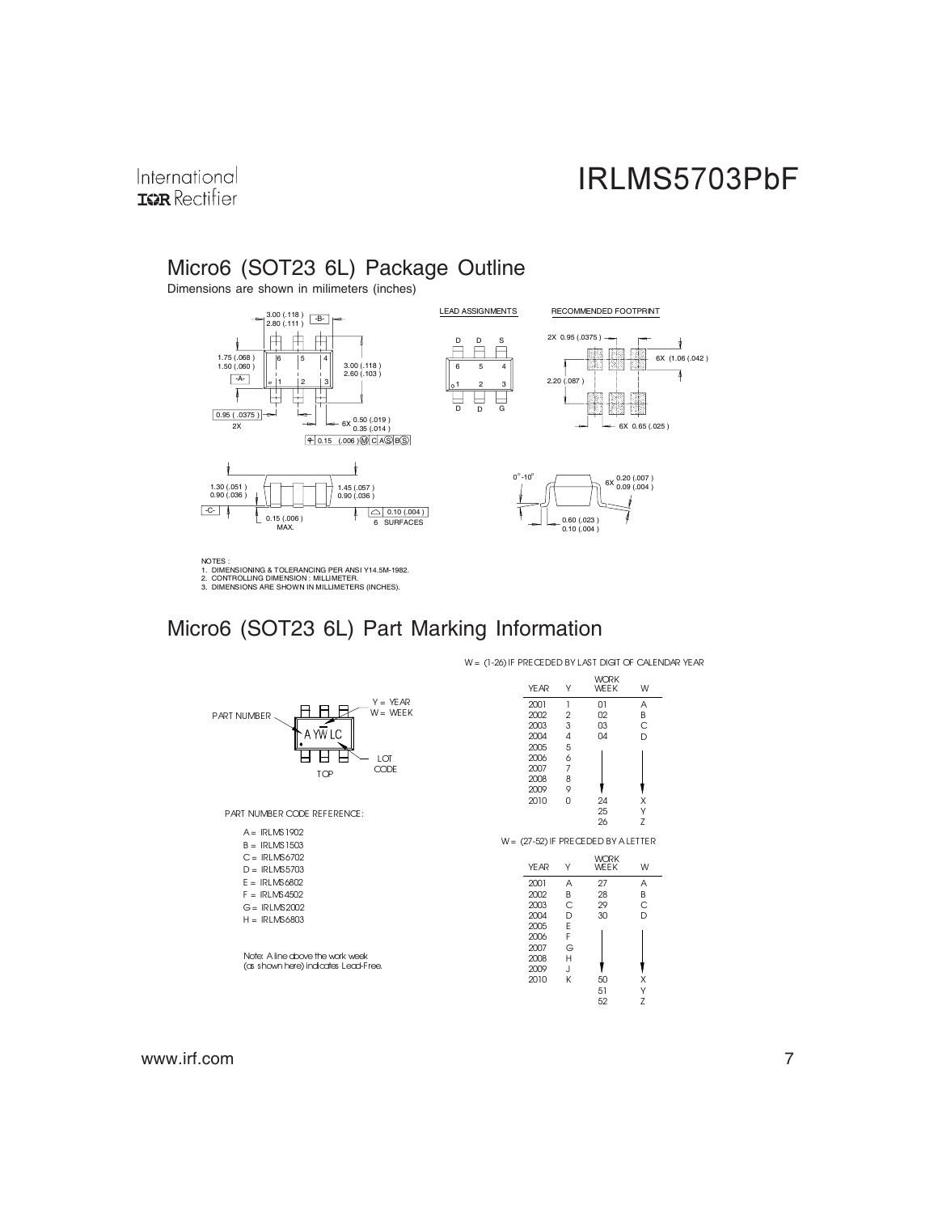## Micro6 (SOT23 6L) Package Outline

Dimensions are shown in milimeters (inches)

LEAD ASSIGNMENTS

RECOMMENDED FOOTPRINT

NOTES :
1. DIMENSIONING & TOLERANCING PER ANSI Y14.5M-1982.
2. CONTROLLING DIMENSION : MILLIMETER.
3. DIMENSIONS ARE SHOWN IN MILLIMETERS (INCHES).

## Micro6 (SOT23 6L) Part Marking Information

PART NUMBER CODE REFERENCE:

- A = IRLMS1902
- B = IRLMS1503
- C = IRLMS6702
- D = IRLMS5703
- E = IRLMS6802
- F = IRLMS4502
- G = IRLMS2002
- H = IRLMS6803

Note: A line above the work week (as shown here) indicates Lead-Free.

W = (1-26) IF PRECEDED BY LAST DIGIT OF CALENDAR YEAR

| YEAR | Y | WORK WEEK | W |
|---|---|---|---|
| 2001 | 1 | 01 | A |
| 2002 | 2 | 02 | B |
| 2003 | 3 | 03 | C |
| 2004 | 4 | 04 | D |
| 2005 | 5 | | |
| 2006 | 6 | | |
| 2007 | 7 | | |
| 2008 | 8 | | |
| 2009 | 9 | | |
| 2010 | 0 | 24 | X |
| | | 25 | Y |
| | | 26 | Z |

W = (27-52) IF PRECEDED BY A LETTER

| YEAR | Y | WORK WEEK | W |
|---|---|---|---|
| 2001 | A | 27 | A |
| 2002 | B | 28 | B |
| 2003 | C | 29 | C |
| 2004 | D | 30 | D |
| 2005 | E | | |
| 2006 | F | | |
| 2007 | G | | |
| 2008 | H | | |
| 2009 | J | | |
| 2010 | K | 50 | X |
| | | 51 | Y |
| | | 52 | Z |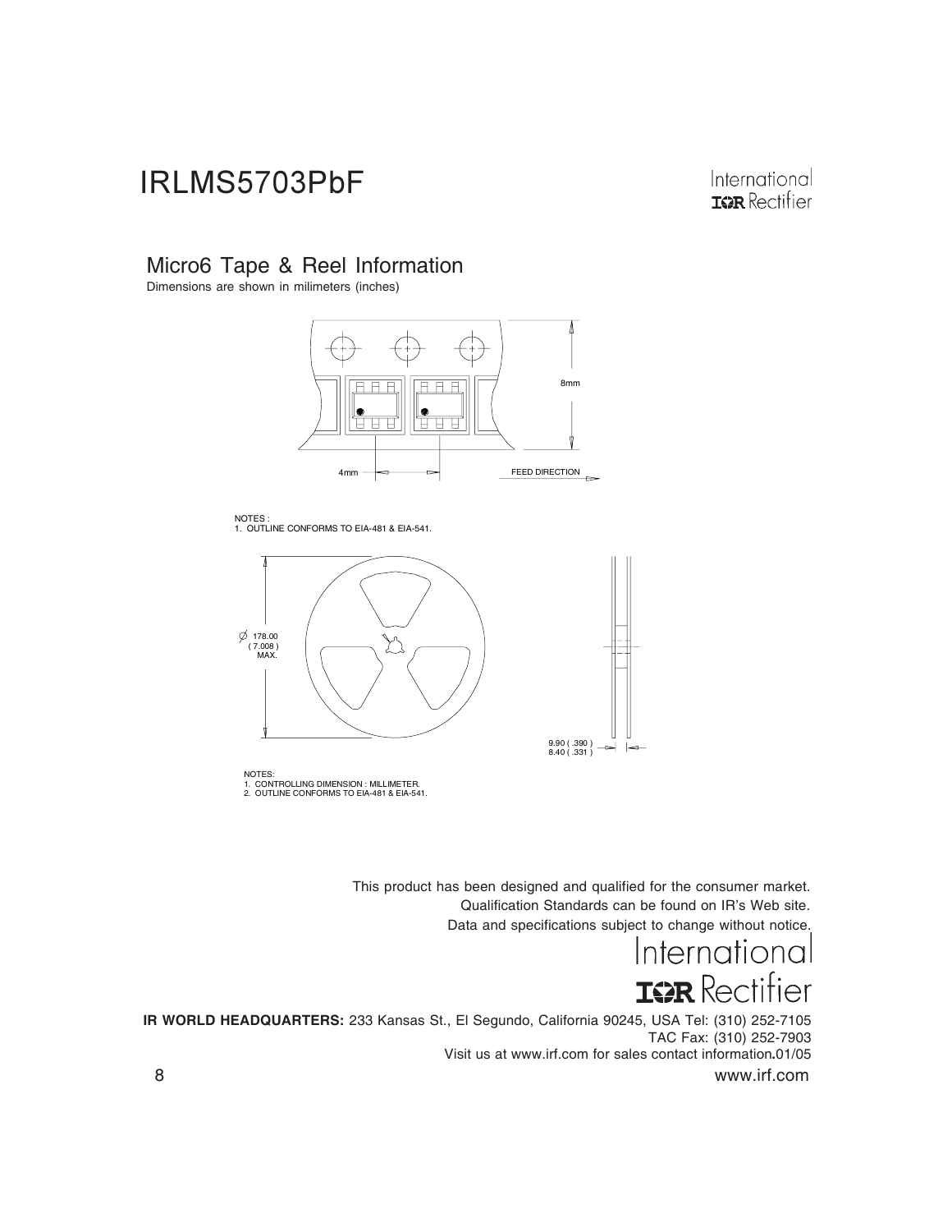## Micro6 Tape & Reel Information

Dimensions are shown in milimeters (inches)

8mm

4mm

FEED DIRECTION

NOTES :
1. OUTLINE CONFORMS TO EIA-481 & EIA-541.

Ø 178.00
( 7.008 )
MAX.

9.90 ( .390 )
8.40 ( .331 )

NOTES:
1. CONTROLLING DIMENSION : MILLIMETER.
2. OUTLINE CONFORMS TO EIA-481 & EIA-541.

This product has been designed and qualified for the consumer market.
Qualification Standards can be found on IR's Web site.
Data and specifications subject to change without notice.

International Rectifier

**IR WORLD HEADQUARTERS:** 233 Kansas St., El Segundo, California 90245, USA Tel: (310) 252-7105
TAC Fax: (310) 252-7903
Visit us at www.irf.com for sales contact information.01/05